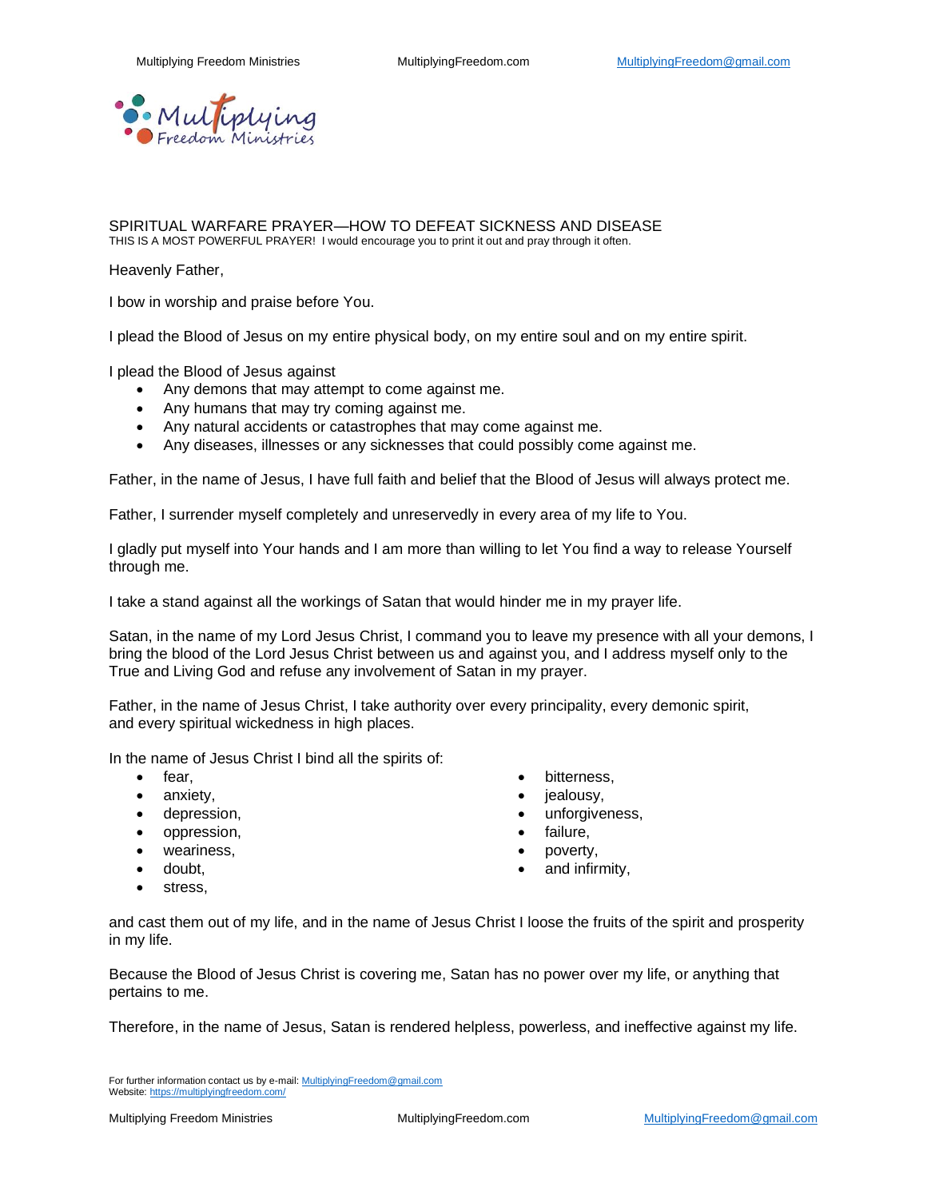# SPIRITUAL WARFARE PRAYER—HOW TO DEFEAT SICKNESS AND DISEASE

THIS IS A MOST POWERFUL PRAYER! I would encourage you to print it out and pray through it often.

Heavenly Father,

I bow in worship and praise before You.

I plead the Blood of Jesus on my entire physical body, on my entire soul and on my entire spirit.

I plead the Blood of Jesus against

- Any demons that may attempt to come against me.
- Any humans that may try coming against me.
- Any natural accidents or catastrophes that may come against me.
- Any diseases, illnesses or any sicknesses that could possibly come against me.

Father, in the name of Jesus, I have full faith and belief that the Blood of Jesus will always protect me.

Father, I surrender myself completely and unreservedly in every area of my life to You.

I gladly put myself into Your hands and I am more than willing to let You find a way to release Yourself through me.

I take a stand against all the workings of Satan that would hinder me in my prayer life.

Satan, in the name of my Lord Jesus Christ, I command you to leave my presence with all your demons, I bring the blood of the Lord Jesus Christ between us and against you, and I address myself only to the True and Living God and refuse any involvement of Satan in my prayer.

Father, in the name of Jesus Christ, I take authority over every principality, every demonic spirit, and every spiritual wickedness in high places.

In the name of Jesus Christ I bind all the spirits of:

- fear,
- anxiety,
- depression,
- oppression,
- weariness,
- doubt,
- stress,
- bitterness,
- jealousy,
- unforgiveness,
- failure,
- poverty,
- and infirmity,

and cast them out of my life, and in the name of Jesus Christ I loose the fruits of the spirit and prosperity in my life.

Because the Blood of Jesus Christ is covering me, Satan has no power over my life, or anything that pertains to me.

Therefore, in the name of Jesus, Satan is rendered helpless, powerless, and ineffective against my life.

For further information contact us by e-mail: MultiplyingFreedom@gmail.com
Website: https://multiplyingfreedom.com/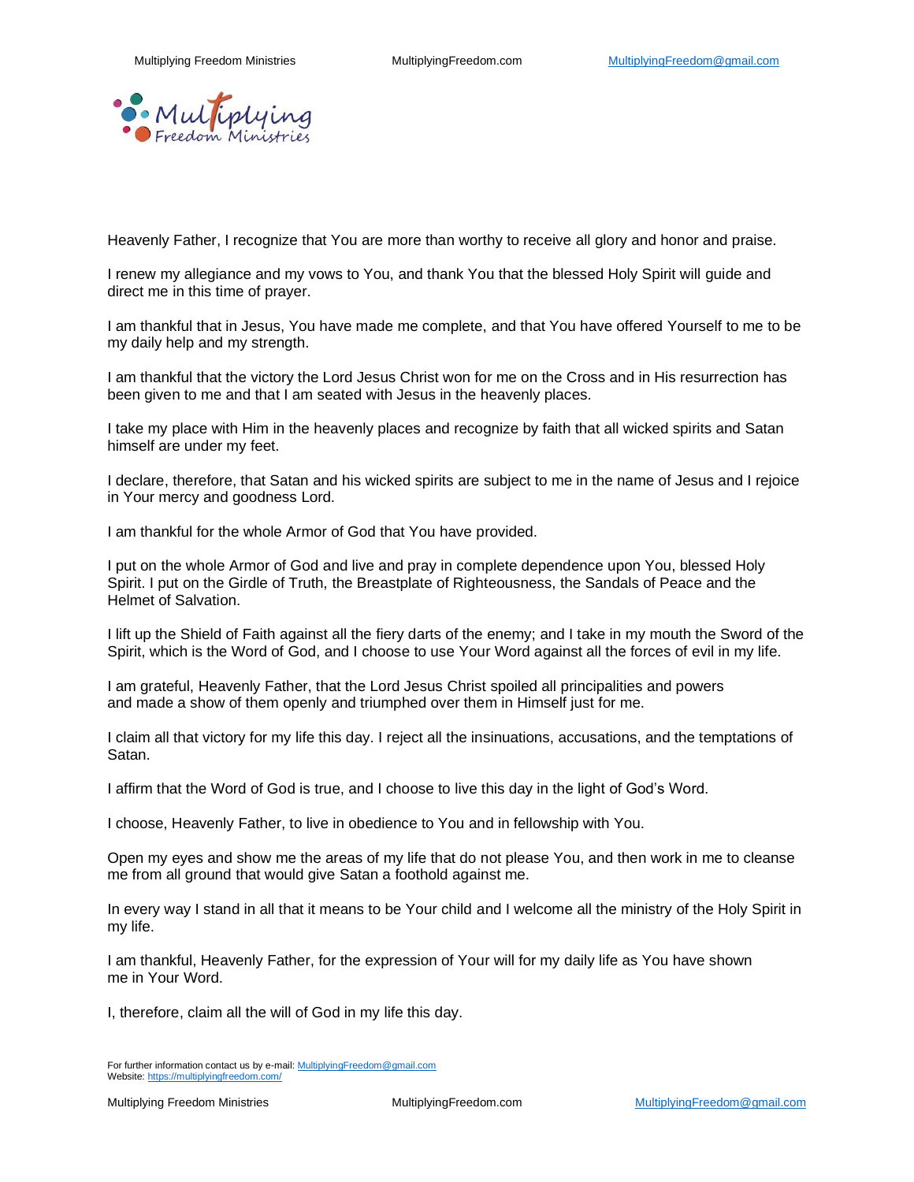Heavenly Father, I recognize that You are more than worthy to receive all glory and honor and praise.

I renew my allegiance and my vows to You, and thank You that the blessed Holy Spirit will guide and direct me in this time of prayer.

I am thankful that in Jesus, You have made me complete, and that You have offered Yourself to me to be my daily help and my strength.

I am thankful that the victory the Lord Jesus Christ won for me on the Cross and in His resurrection has been given to me and that I am seated with Jesus in the heavenly places.

I take my place with Him in the heavenly places and recognize by faith that all wicked spirits and Satan himself are under my feet.

I declare, therefore, that Satan and his wicked spirits are subject to me in the name of Jesus and I rejoice in Your mercy and goodness Lord.

I am thankful for the whole Armor of God that You have provided.

I put on the whole Armor of God and live and pray in complete dependence upon You, blessed Holy Spirit. I put on the Girdle of Truth, the Breastplate of Righteousness, the Sandals of Peace and the Helmet of Salvation.

I lift up the Shield of Faith against all the fiery darts of the enemy; and I take in my mouth the Sword of the Spirit, which is the Word of God, and I choose to use Your Word against all the forces of evil in my life.

I am grateful, Heavenly Father, that the Lord Jesus Christ spoiled all principalities and powers and made a show of them openly and triumphed over them in Himself just for me.

I claim all that victory for my life this day. I reject all the insinuations, accusations, and the temptations of Satan.

I affirm that the Word of God is true, and I choose to live this day in the light of God's Word.

I choose, Heavenly Father, to live in obedience to You and in fellowship with You.

Open my eyes and show me the areas of my life that do not please You, and then work in me to cleanse me from all ground that would give Satan a foothold against me.

In every way I stand in all that it means to be Your child and I welcome all the ministry of the Holy Spirit in my life.

I am thankful, Heavenly Father, for the expression of Your will for my daily life as You have shown me in Your Word.

I, therefore, claim all the will of God in my life this day.

For further information contact us by e-mail: MultiplyingFreedom@gmail.com
Website: https://multiplyingfreedom.com/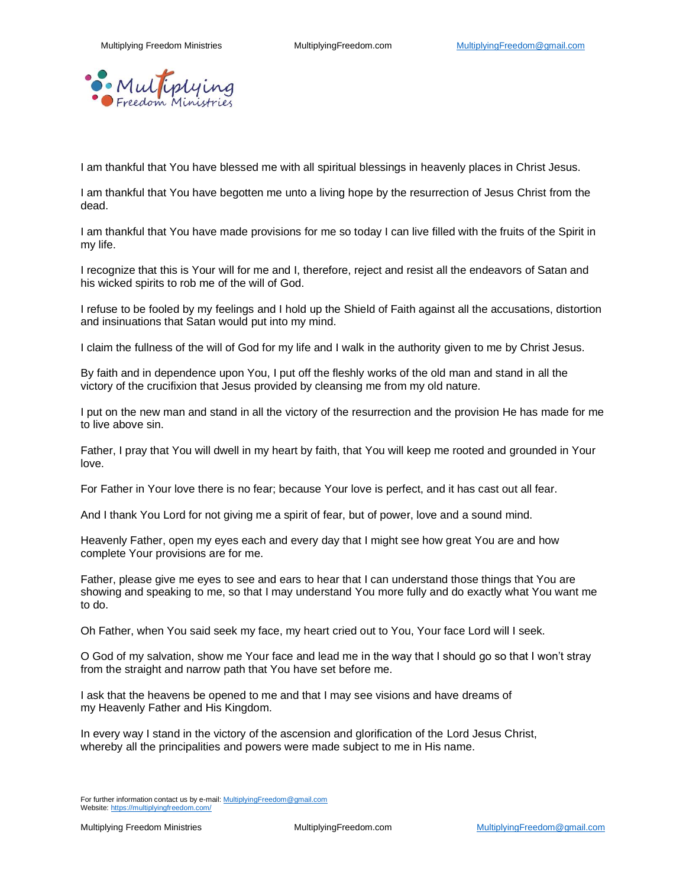I am thankful that You have blessed me with all spiritual blessings in heavenly places in Christ Jesus.

I am thankful that You have begotten me unto a living hope by the resurrection of Jesus Christ from the dead.

I am thankful that You have made provisions for me so today I can live filled with the fruits of the Spirit in my life.

I recognize that this is Your will for me and I, therefore, reject and resist all the endeavors of Satan and his wicked spirits to rob me of the will of God.

I refuse to be fooled by my feelings and I hold up the Shield of Faith against all the accusations, distortion and insinuations that Satan would put into my mind.

I claim the fullness of the will of God for my life and I walk in the authority given to me by Christ Jesus.

By faith and in dependence upon You, I put off the fleshly works of the old man and stand in all the victory of the crucifixion that Jesus provided by cleansing me from my old nature.

I put on the new man and stand in all the victory of the resurrection and the provision He has made for me to live above sin.

Father, I pray that You will dwell in my heart by faith, that You will keep me rooted and grounded in Your love.

For Father in Your love there is no fear; because Your love is perfect, and it has cast out all fear.

And I thank You Lord for not giving me a spirit of fear, but of power, love and a sound mind.

Heavenly Father, open my eyes each and every day that I might see how great You are and how complete Your provisions are for me.

Father, please give me eyes to see and ears to hear that I can understand those things that You are showing and speaking to me, so that I may understand You more fully and do exactly what You want me to do.

Oh Father, when You said seek my face, my heart cried out to You, Your face Lord will I seek.

O God of my salvation, show me Your face and lead me in the way that I should go so that I won't stray from the straight and narrow path that You have set before me.

I ask that the heavens be opened to me and that I may see visions and have dreams of my Heavenly Father and His Kingdom.

In every way I stand in the victory of the ascension and glorification of the Lord Jesus Christ, whereby all the principalities and powers were made subject to me in His name.

For further information contact us by e-mail: MultiplyingFreedom@gmail.com
Website: https://multiplyingfreedom.com/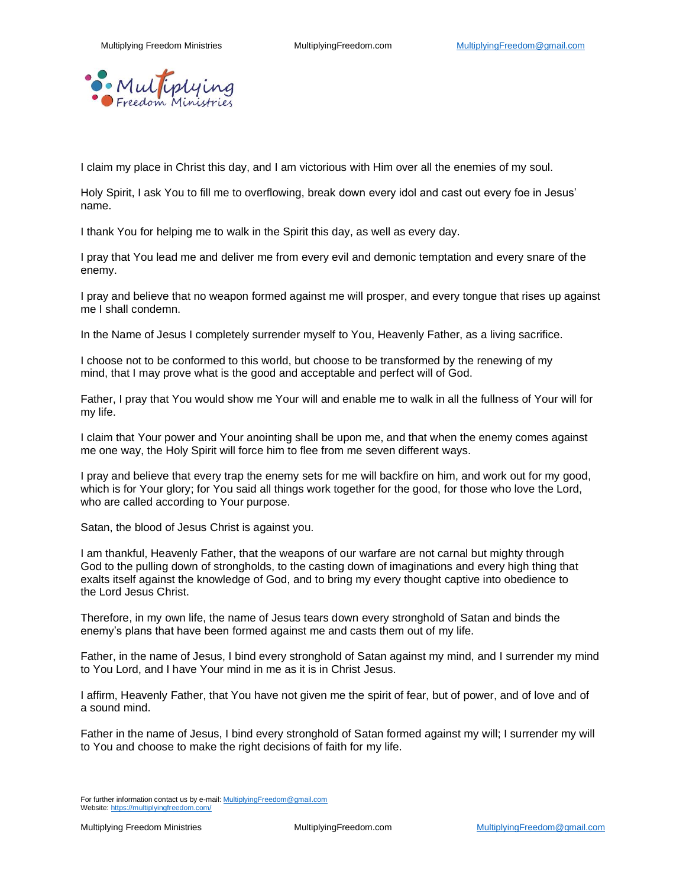I claim my place in Christ this day, and I am victorious with Him over all the enemies of my soul.

Holy Spirit, I ask You to fill me to overflowing, break down every idol and cast out every foe in Jesus' name.

I thank You for helping me to walk in the Spirit this day, as well as every day.

I pray that You lead me and deliver me from every evil and demonic temptation and every snare of the enemy.

I pray and believe that no weapon formed against me will prosper, and every tongue that rises up against me I shall condemn.

In the Name of Jesus I completely surrender myself to You, Heavenly Father, as a living sacrifice.

I choose not to be conformed to this world, but choose to be transformed by the renewing of my mind, that I may prove what is the good and acceptable and perfect will of God.

Father, I pray that You would show me Your will and enable me to walk in all the fullness of Your will for my life.

I claim that Your power and Your anointing shall be upon me, and that when the enemy comes against me one way, the Holy Spirit will force him to flee from me seven different ways.

I pray and believe that every trap the enemy sets for me will backfire on him, and work out for my good, which is for Your glory; for You said all things work together for the good, for those who love the Lord, who are called according to Your purpose.

Satan, the blood of Jesus Christ is against you.

I am thankful, Heavenly Father, that the weapons of our warfare are not carnal but mighty through God to the pulling down of strongholds, to the casting down of imaginations and every high thing that exalts itself against the knowledge of God, and to bring my every thought captive into obedience to the Lord Jesus Christ.

Therefore, in my own life, the name of Jesus tears down every stronghold of Satan and binds the enemy's plans that have been formed against me and casts them out of my life.

Father, in the name of Jesus, I bind every stronghold of Satan against my mind, and I surrender my mind to You Lord, and I have Your mind in me as it is in Christ Jesus.

I affirm, Heavenly Father, that You have not given me the spirit of fear, but of power, and of love and of a sound mind.

Father in the name of Jesus, I bind every stronghold of Satan formed against my will; I surrender my will to You and choose to make the right decisions of faith for my life.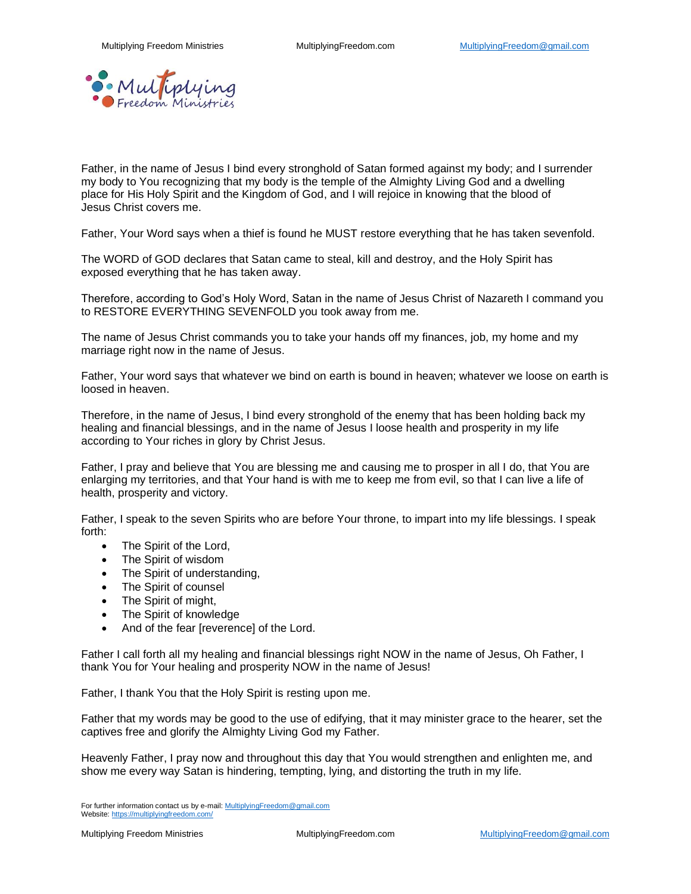Father, in the name of Jesus I bind every stronghold of Satan formed against my body; and I surrender my body to You recognizing that my body is the temple of the Almighty Living God and a dwelling place for His Holy Spirit and the Kingdom of God, and I will rejoice in knowing that the blood of Jesus Christ covers me.

Father, Your Word says when a thief is found he MUST restore everything that he has taken sevenfold.

The WORD of GOD declares that Satan came to steal, kill and destroy, and the Holy Spirit has exposed everything that he has taken away.

Therefore, according to God's Holy Word, Satan in the name of Jesus Christ of Nazareth I command you to RESTORE EVERYTHING SEVENFOLD you took away from me.

The name of Jesus Christ commands you to take your hands off my finances, job, my home and my marriage right now in the name of Jesus.

Father, Your word says that whatever we bind on earth is bound in heaven; whatever we loose on earth is loosed in heaven.

Therefore, in the name of Jesus, I bind every stronghold of the enemy that has been holding back my healing and financial blessings, and in the name of Jesus I loose health and prosperity in my life according to Your riches in glory by Christ Jesus.

Father, I pray and believe that You are blessing me and causing me to prosper in all I do, that You are enlarging my territories, and that Your hand is with me to keep me from evil, so that I can live a life of health, prosperity and victory.

Father, I speak to the seven Spirits who are before Your throne, to impart into my life blessings. I speak forth:

- The Spirit of the Lord,
- The Spirit of wisdom
- The Spirit of understanding,
- The Spirit of counsel
- The Spirit of might,
- The Spirit of knowledge
- And of the fear [reverence] of the Lord.

Father I call forth all my healing and financial blessings right NOW in the name of Jesus, Oh Father, I thank You for Your healing and prosperity NOW in the name of Jesus!

Father, I thank You that the Holy Spirit is resting upon me.

Father that my words may be good to the use of edifying, that it may minister grace to the hearer, set the captives free and glorify the Almighty Living God my Father.

Heavenly Father, I pray now and throughout this day that You would strengthen and enlighten me, and show me every way Satan is hindering, tempting, lying, and distorting the truth in my life.

For further information contact us by e-mail: MultiplyingFreedom@gmail.com
Website: https://multiplyingfreedom.com/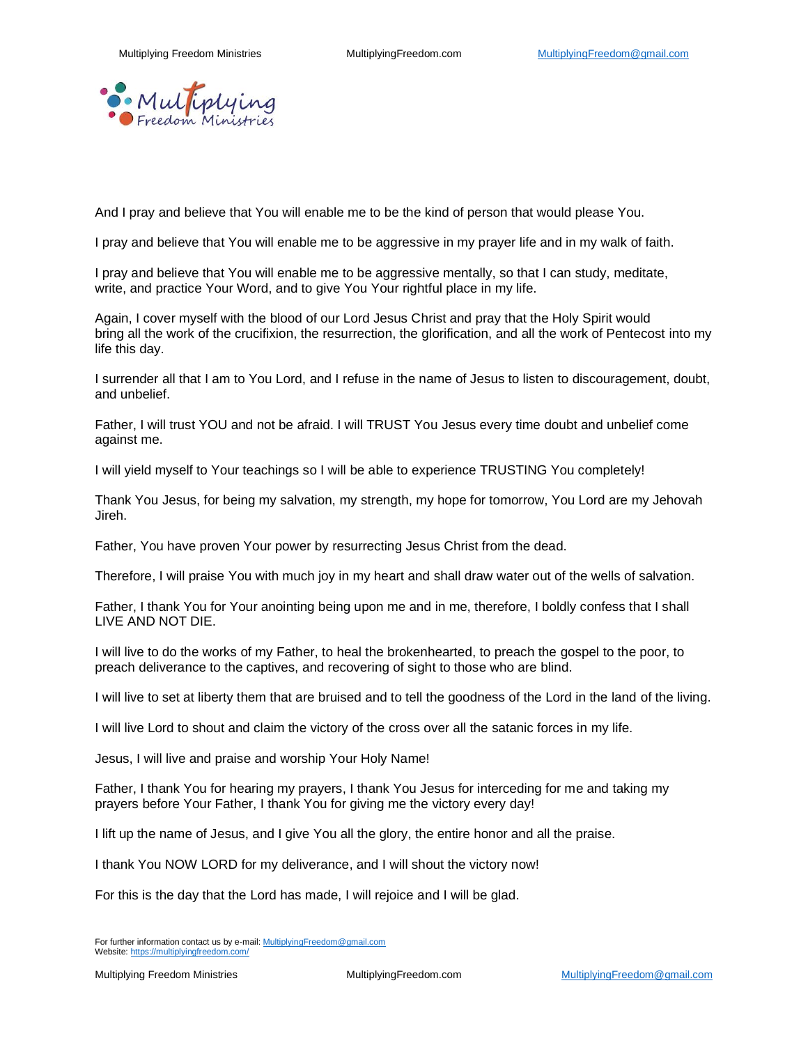And I pray and believe that You will enable me to be the kind of person that would please You.

I pray and believe that You will enable me to be aggressive in my prayer life and in my walk of faith.

I pray and believe that You will enable me to be aggressive mentally, so that I can study, meditate, write, and practice Your Word, and to give You Your rightful place in my life.

Again, I cover myself with the blood of our Lord Jesus Christ and pray that the Holy Spirit would bring all the work of the crucifixion, the resurrection, the glorification, and all the work of Pentecost into my life this day.

I surrender all that I am to You Lord, and I refuse in the name of Jesus to listen to discouragement, doubt, and unbelief.

Father, I will trust YOU and not be afraid. I will TRUST You Jesus every time doubt and unbelief come against me.

I will yield myself to Your teachings so I will be able to experience TRUSTING You completely!

Thank You Jesus, for being my salvation, my strength, my hope for tomorrow, You Lord are my Jehovah Jireh.

Father, You have proven Your power by resurrecting Jesus Christ from the dead.

Therefore, I will praise You with much joy in my heart and shall draw water out of the wells of salvation.

Father, I thank You for Your anointing being upon me and in me, therefore, I boldly confess that I shall LIVE AND NOT DIE.

I will live to do the works of my Father, to heal the brokenhearted, to preach the gospel to the poor, to preach deliverance to the captives, and recovering of sight to those who are blind.

I will live to set at liberty them that are bruised and to tell the goodness of the Lord in the land of the living.

I will live Lord to shout and claim the victory of the cross over all the satanic forces in my life.

Jesus, I will live and praise and worship Your Holy Name!

Father, I thank You for hearing my prayers, I thank You Jesus for interceding for me and taking my prayers before Your Father, I thank You for giving me the victory every day!

I lift up the name of Jesus, and I give You all the glory, the entire honor and all the praise.

I thank You NOW LORD for my deliverance, and I will shout the victory now!

For this is the day that the Lord has made, I will rejoice and I will be glad.

For further information contact us by e-mail: MultiplyingFreedom@gmail.com
Website: https://multiplyingfreedom.com/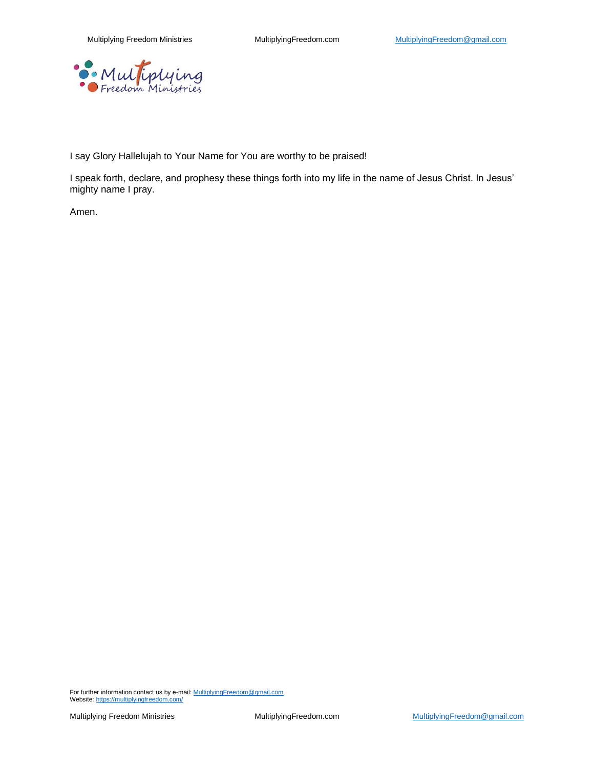I say Glory Hallelujah to Your Name for You are worthy to be praised!

I speak forth, declare, and prophesy these things forth into my life in the name of Jesus Christ. In Jesus' mighty name I pray.

Amen.

For further information contact us by e-mail: MultiplyingFreedom@gmail.com
Website: https://multiplyingfreedom.com/